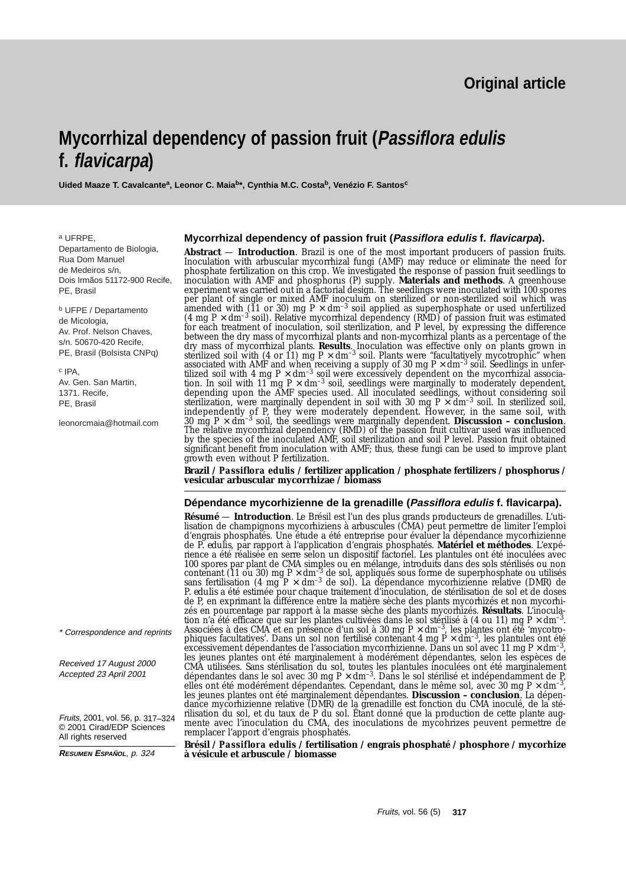Original article

# Mycorrhizal dependency of passion fruit (*Passiflora edulis* f. *flavicarpa*)

**Uided Maaze T. Cavalcante[a], Leonor C. Maia[b*], Cynthia M.C. Costa[b], Venézio F. Santos[c]**

[a] UFRPE, Departamento de Biologia, Rua Dom Manuel de Medeiros s/n, Dois Irmãos 51172-900 Recife, PE, Brasil

[b] UFPE / Departamento de Micologia, Av. Prof. Nelson Chaves, s/n. 50670-420 Recife, PE, Brasil (Bolsista CNPq)

[c] IPA, Av. Gen. San Martin, 1371. Recife, PE, Brasil

leonorcmaia@hotmail.com

\* Correspondence and reprints

Received 17 August 2000
Accepted 23 April 2001

*Fruits*, 2001, vol. 56, p. 317–324
© 2001 Cirad/EDP Sciences
All rights reserved

***Resumen Español**, p. 324*

### Mycorrhizal dependency of passion fruit (*Passiflora edulis* f. *flavicarpa*).

**Abstract** — **Introduction**. Brazil is one of the most important producers of passion fruits. Inoculation with arbuscular mycorrhizal fungi (AMF) may reduce or eliminate the need for phosphate fertilization on this crop. We investigated the response of passion fruit seedlings to inoculation with AMF and phosphorus (P) supply. **Materials and methods**. A greenhouse experiment was carried out in a factorial design. The seedlings were inoculated with 100 spores per plant of single or mixed AMF inoculum on sterilized or non-sterilized soil which was amended with (11 or 30) mg P $\times$ dm$^{-3}$ soil applied as superphosphate or used unfertilized (4 mg P $\times$ dm$^{-3}$ soil). Relative mycorrhizal dependency (RMD) of passion fruit was estimated for each treatment of inoculation, soil sterilization, and P level, by expressing the difference between the dry mass of mycorrhizal plants and non-mycorrhizal plants as a percentage of the dry mass of mycorrhizal plants. **Results**. Inoculation was effective only on plants grown in sterilized soil with (4 or 11) mg P $\times$ dm$^{-3}$ soil. Plants were "facultatively mycotrophic" when associated with AMF and when receiving a supply of 30 mg P $\times$ dm$^{-3}$ soil. Seedlings in unfertilized soil with 4 mg P $\times$ dm$^{-3}$ soil were excessively dependent on the mycorrhizal association. In soil with 11 mg P $\times$ dm$^{-3}$ soil, seedlings were marginally to moderately dependent, depending upon the AMF species used. All inoculated seedlings, without considering soil sterilization, were marginally dependent in soil with 30 mg P $\times$ dm$^{-3}$ soil. In sterilized soil, independently of P, they were moderately dependent. However, in the same soil, with 30 mg P $\times$ dm$^{-3}$ soil, the seedlings were marginally dependent. **Discussion – conclusion**. The relative mycorrhizal dependency (RMD) of the passion fruit cultivar used was influenced by the species of the inoculated AMF, soil sterilization and soil P level. Passion fruit obtained significant benefit from inoculation with AMF; thus, these fungi can be used to improve plant growth even without P fertilization.

**Brazil / *Passiflora edulis* / fertilizer application / phosphate fertilizers / phosphorus / vesicular arbuscular mycorrhizae / biomass**

### Dépendance mycorhizienne de la grenadille (*Passiflora edulis* f. flavicarpa).

**Résumé** — **Introduction**. Le Brésil est l'un des plus grands producteurs de grenadilles. L'utilisation de champignons mycorhiziens à arbuscules (CMA) peut permettre de limiter l'emploi d'engrais phosphatés. Une étude a été entreprise pour évaluer la dépendance mycorhizienne de P. edulis, par rapport à l'application d'engrais phosphatés. **Matériel et méthodes**. L'expérience a été réalisée en serre selon un dispositif factoriel. Les plantules ont été inoculées avec 100 spores par plant de CMA simples ou en mélange, introduits dans des sols stérilisés ou non contenant (11 ou 30) mg P $\times$ dm$^{-3}$ de sol, appliqués sous forme de superphosphate ou utilisés sans fertilisation (4 mg P $\times$ dm$^{-3}$ de sol). La dépendance mycorhizienne relative (DMR) de P. edulis a été estimée pour chaque traitement d'inoculation, de stérilisation de sol et de doses de P, en exprimant la différence entre la matière sèche des plants mycorhizés et non mycorhizés en pourcentage par rapport à la masse sèche des plants mycorhizés. **Résultats**. L'inoculation n'a été efficace que sur les plantes cultivées dans le sol stérilisé à (4 ou 11) mg P $\times$ dm$^{-3}$. Associées à des CMA et en présence d'un sol à 30 mg P $\times$ dm$^{-3}$, les plantes ont été 'mycotrophiques facultatives'. Dans un sol non fertilisé contenant 4 mg P $\times$ dm$^{-3}$, les plantules ont été excessivement dépendantes de l'association mycorrhizienne. Dans un sol avec 11 mg P $\times$ dm$^{-3}$, les jeunes plantes ont été marginalement à modérément dépendantes, selon les espèces de CMA utilisées. Sans stérilisation du sol, toutes les plantules inoculées ont été marginalement dépendantes dans le sol avec 30 mg P $\times$ dm$^{-3}$. Dans le sol stérilisé et indépendamment de P, elles ont été modérément dépendantes. Cependant, dans le même sol, avec 30 mg P $\times$ dm$^{-3}$, les jeunes plantes ont été marginalement dépendantes. **Discussion – conclusion**. La dépendance mycorhizienne relative (DMR) de la grenadille est fonction du CMA inoculé, de la stérilisation du sol, et du taux de P du sol. Étant donné que la production de cette plante augmente avec l'inoculation du CMA, des inoculations de mycohrizes peuvent permettre de remplacer l'apport d'engrais phosphatés.

**Brésil / *Passiflora edulis* / fertilisation / engrais phosphaté / phosphore / mycorhize à vésicule et arbuscule / biomasse**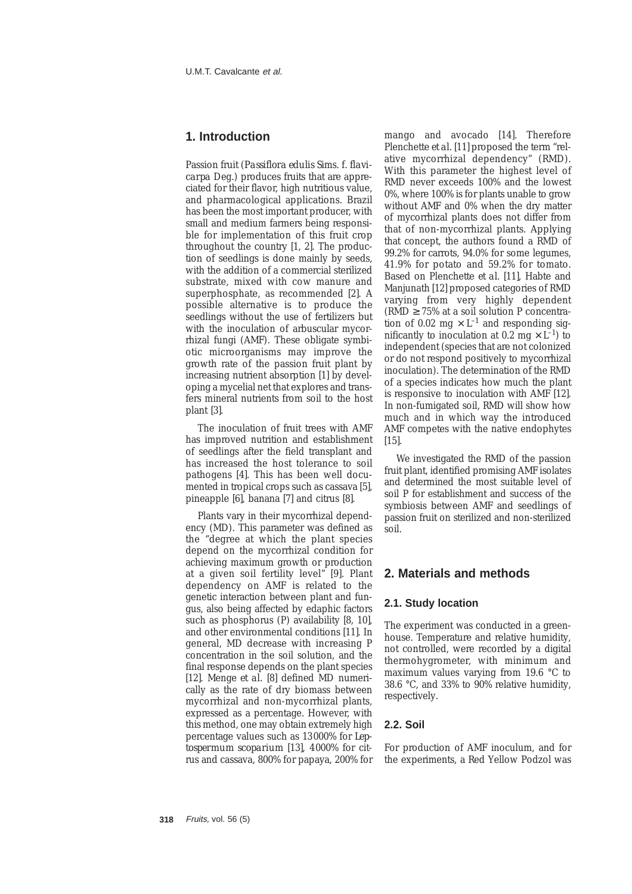## 1. Introduction

Passion fruit (*Passiflora edulis* Sims. f. *flavicarpa* Deg.) produces fruits that are appreciated for their flavor, high nutritious value, and pharmacological applications. Brazil has been the most important producer, with small and medium farmers being responsible for implementation of this fruit crop throughout the country [1, 2]. The production of seedlings is done mainly by seeds, with the addition of a commercial sterilized substrate, mixed with cow manure and superphosphate, as recommended [2]. A possible alternative is to produce the seedlings without the use of fertilizers but with the inoculation of arbuscular mycorrhizal fungi (AMF). These obligate symbiotic microorganisms may improve the growth rate of the passion fruit plant by increasing nutrient absorption [1] by developing a mycelial net that explores and transfers mineral nutrients from soil to the host plant [3].

The inoculation of fruit trees with AMF has improved nutrition and establishment of seedlings after the field transplant and has increased the host tolerance to soil pathogens [4]. This has been well documented in tropical crops such as cassava [5], pineapple [6], banana [7] and citrus [8].

Plants vary in their mycorrhizal dependency (MD). This parameter was defined as the "degree at which the plant species depend on the mycorrhizal condition for achieving maximum growth or production at a given soil fertility level" [9]. Plant dependency on AMF is related to the genetic interaction between plant and fungus, also being affected by edaphic factors such as phosphorus (P) availability [8, 10], and other environmental conditions [11]. In general, MD decrease with increasing P concentration in the soil solution, and the final response depends on the plant species [12]. Menge et al. [8] defined MD numerically as the rate of dry biomass between mycorrhizal and non-mycorrhizal plants, expressed as a percentage. However, with this method, one may obtain extremely high percentage values such as 13000% for *Leptospermum scoparium* [13], 4000% for citrus and cassava, 800% for papaya, 200% for mango and avocado [14]. Therefore Plenchette et al. [11] proposed the term "relative mycorrhizal dependency" (RMD). With this parameter the highest level of RMD never exceeds 100% and the lowest 0%, where 100% is for plants unable to grow without AMF and 0% when the dry matter of mycorrhizal plants does not differ from that of non-mycorrhizal plants. Applying that concept, the authors found a RMD of 99.2% for carrots, 94.0% for some legumes, 41.9% for potato and 59.2% for tomato. Based on Plenchette et al. [11], Habte and Manjunath [12] proposed categories of RMD varying from very highly dependent ($RMD \geq 75\%$ at a soil solution P concentration of $0.02\ mg \times L^{-1}$ and responding significantly to inoculation at $0.2\ mg \times L^{-1}$) to independent (species that are not colonized or do not respond positively to mycorrhizal inoculation). The determination of the RMD of a species indicates how much the plant is responsive to inoculation with AMF [12]. In non-fumigated soil, RMD will show how much and in which way the introduced AMF competes with the native endophytes [15].

We investigated the RMD of the passion fruit plant, identified promising AMF isolates and determined the most suitable level of soil P for establishment and success of the symbiosis between AMF and seedlings of passion fruit on sterilized and non-sterilized soil.

## 2. Materials and methods

### 2.1. Study location

The experiment was conducted in a greenhouse. Temperature and relative humidity, not controlled, were recorded by a digital thermohygrometer, with minimum and maximum values varying from 19.6 °C to 38.6 °C, and 33% to 90% relative humidity, respectively.

### 2.2. Soil

For production of AMF inoculum, and for the experiments, a Red Yellow Podzol was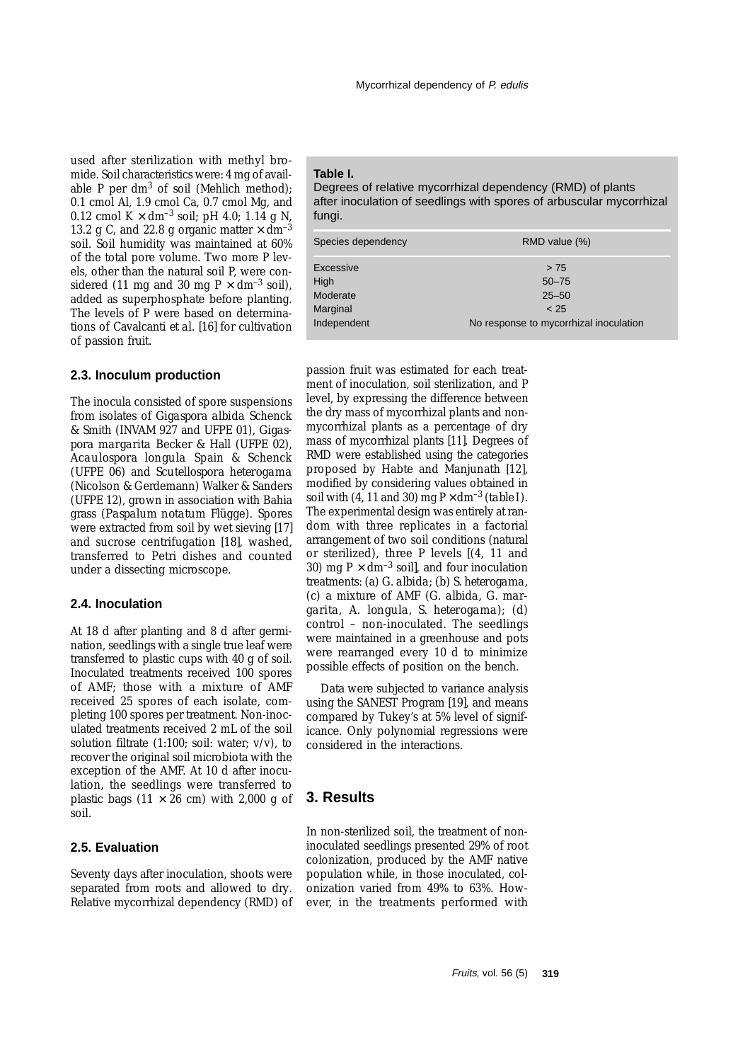used after sterilization with methyl bromide. Soil characteristics were: 4 mg of available P per $dm^3$ of soil (Mehlich method); 0.1 cmol Al, 1.9 cmol Ca, 0.7 cmol Mg, and 0.12 cmol K × $dm^{-3}$ soil; pH 4.0; 1.14 g N, 13.2 g C, and 22.8 g organic matter × $dm^{-3}$ soil. Soil humidity was maintained at 60% of the total pore volume. Two more P levels, other than the natural soil P, were considered (11 mg and 30 mg P × $dm^{-3}$ soil), added as superphosphate before planting. The levels of P were based on determinations of Cavalcanti *et al.* [16] for cultivation of passion fruit.

### 2.3. Inoculum production

The inocula consisted of spore suspensions from isolates of *Gigaspora albida* Schenck & Smith (INVAM 927 and UFPE 01), *Gigaspora margarita* Becker & Hall (UFPE 02), *Acaulospora longula* Spain & Schenck (UFPE 06) and *Scutellospora heterogama* (Nicolson & Gerdemann) Walker & Sanders (UFPE 12), grown in association with Bahia grass (*Paspalum notatum* Flügge). Spores were extracted from soil by wet sieving [17] and sucrose centrifugation [18], washed, transferred to Petri dishes and counted under a dissecting microscope.

### 2.4. Inoculation

At 18 d after planting and 8 d after germination, seedlings with a single true leaf were transferred to plastic cups with 40 g of soil. Inoculated treatments received 100 spores of AMF; those with a mixture of AMF received 25 spores of each isolate, completing 100 spores per treatment. Non-inoculated treatments received 2 mL of the soil solution filtrate (1:100; soil: water; v/v), to recover the original soil microbiota with the exception of the AMF. At 10 d after inoculation, the seedlings were transferred to plastic bags (11 × 26 cm) with 2,000 g of soil.

### 2.5. Evaluation

Seventy days after inoculation, shoots were separated from roots and allowed to dry. Relative mycorrhizal dependency (RMD) of passion fruit was estimated for each treatment of inoculation, soil sterilization, and P level, by expressing the difference between the dry mass of mycorrhizal plants and non-mycorrhizal plants as a percentage of dry mass of mycorrhizal plants [11]. Degrees of RMD were established using the categories proposed by Habte and Manjunath [12], modified by considering values obtained in soil with (4, 11 and 30) mg P × $dm^{-3}$ (*table I*). The experimental design was entirely at random with three replicates in a factorial arrangement of two soil conditions (natural or sterilized), three P levels [(4, 11 and 30) mg P × $dm^{-3}$ soil], and four inoculation treatments: (a) *G. albida*; (b) *S. heterogama*, (c) a mixture of AMF (*G. albida*, *G. margarita*, *A. longula*, *S. heterogama*); (d) control – non-inoculated. The seedlings were maintained in a greenhouse and pots were rearranged every 10 d to minimize possible effects of position on the bench.

Data were subjected to variance analysis using the SANEST Program [19], and means compared by Tukey's at 5% level of significance. Only polynomial regressions were considered in the interactions.

**Table I.**
Degrees of relative mycorrhizal dependency (RMD) of plants after inoculation of seedlings with spores of arbuscular mycorrhizal fungi.

| Species dependency | RMD value (%) |
|---|---|
| Excessive | > 75 |
| High | 50–75 |
| Moderate | 25–50 |
| Marginal | < 25 |
| Independent | No response to mycorrhizal inoculation |

## 3. Results

In non-sterilized soil, the treatment of non-inoculated seedlings presented 29% of root colonization, produced by the AMF native population while, in those inoculated, colonization varied from 49% to 63%. However, in the treatments performed with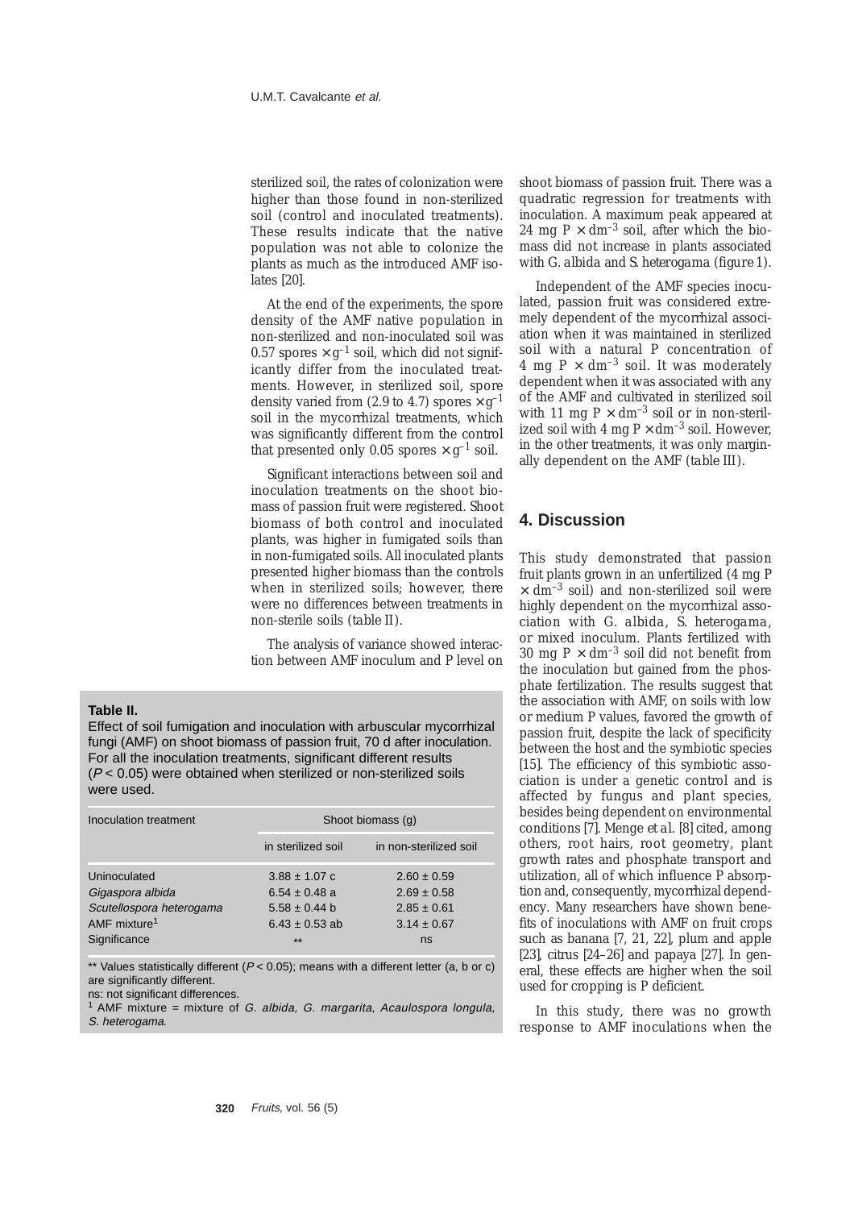sterilized soil, the rates of colonization were higher than those found in non-sterilized soil (control and inoculated treatments). These results indicate that the native population was not able to colonize the plants as much as the introduced AMF isolates [20].

At the end of the experiments, the spore density of the AMF native population in non-sterilized and non-inoculated soil was 0.57 spores $\times g^{-1}$ soil, which did not significantly differ from the inoculated treatments. However, in sterilized soil, spore density varied from (2.9 to 4.7) spores $\times g^{-1}$ soil in the mycorrhizal treatments, which was significantly different from the control that presented only 0.05 spores $\times g^{-1}$ soil.

Significant interactions between soil and inoculation treatments on the shoot biomass of passion fruit were registered. Shoot biomass of both control and inoculated plants, was higher in fumigated soils than in non-fumigated soils. All inoculated plants presented higher biomass than the controls when in sterilized soils; however, there were no differences between treatments in non-sterile soils (*table II*).

The analysis of variance showed interaction between AMF inoculum and P level on shoot biomass of passion fruit. There was a quadratic regression for treatments with inoculation. A maximum peak appeared at 24 mg P $\times$ dm$^{-3}$ soil, after which the biomass did not increase in plants associated with *G. albida* and *S. heterogama* (*figure 1*).

Independent of the AMF species inoculated, passion fruit was considered extremely dependent of the mycorrhizal association when it was maintained in sterilized soil with a natural P concentration of 4 mg P $\times$ dm$^{-3}$ soil. It was moderately dependent when it was associated with any of the AMF and cultivated in sterilized soil with 11 mg P $\times$ dm$^{-3}$ soil or in non-sterilized soil with 4 mg P $\times$ dm$^{-3}$ soil. However, in the other treatments, it was only marginally dependent on the AMF (*table III*).

**Table II.**
Effect of soil fumigation and inoculation with arbuscular mycorrhizal fungi (AMF) on shoot biomass of passion fruit, 70 d after inoculation. For all the inoculation treatments, significant different results ($P < 0.05$) were obtained when sterilized or non-sterilized soils were used.

| Inoculation treatment | Shoot biomass (g) | |
|---|---|---|
| | in sterilized soil | in non-sterilized soil |
| Uninoculated | 3.88 ± 1.07 c | 2.60 ± 0.59 |
| *Gigaspora albida* | 6.54 ± 0.48 a | 2.69 ± 0.58 |
| *Scutellospora heterogama* | 5.58 ± 0.44 b | 2.85 ± 0.61 |
| AMF mixture[1] | 6.43 ± 0.53 ab | 3.14 ± 0.67 |
| Significance | ** | ns |

** Values statistically different ($P < 0.05$); means with a different letter (a, b or c) are significantly different.
ns: not significant differences.
[1] AMF mixture = mixture of *G. albida*, *G. margarita*, *Acaulospora longula*, *S. heterogama*.

## 4. Discussion

This study demonstrated that passion fruit plants grown in an unfertilized (4 mg P $\times$ dm$^{-3}$ soil) and non-sterilized soil were highly dependent on the mycorrhizal association with *G. albida*, *S. heterogama*, or mixed inoculum. Plants fertilized with 30 mg P $\times$ dm$^{-3}$ soil did not benefit from the inoculation but gained from the phosphate fertilization. The results suggest that the association with AMF, on soils with low or medium P values, favored the growth of passion fruit, despite the lack of specificity between the host and the symbiotic species [15]. The efficiency of this symbiotic association is under a genetic control and is affected by fungus and plant species, besides being dependent on environmental conditions [7]. Menge *et al.* [8] cited, among others, root hairs, root geometry, plant growth rates and phosphate transport and utilization, all of which influence P absorption and, consequently, mycorrhizal dependency. Many researchers have shown benefits of inoculations with AMF on fruit crops such as banana [7, 21, 22], plum and apple [23], citrus [24–26] and papaya [27]. In general, these effects are higher when the soil used for cropping is P deficient.

In this study, there was no growth response to AMF inoculations when the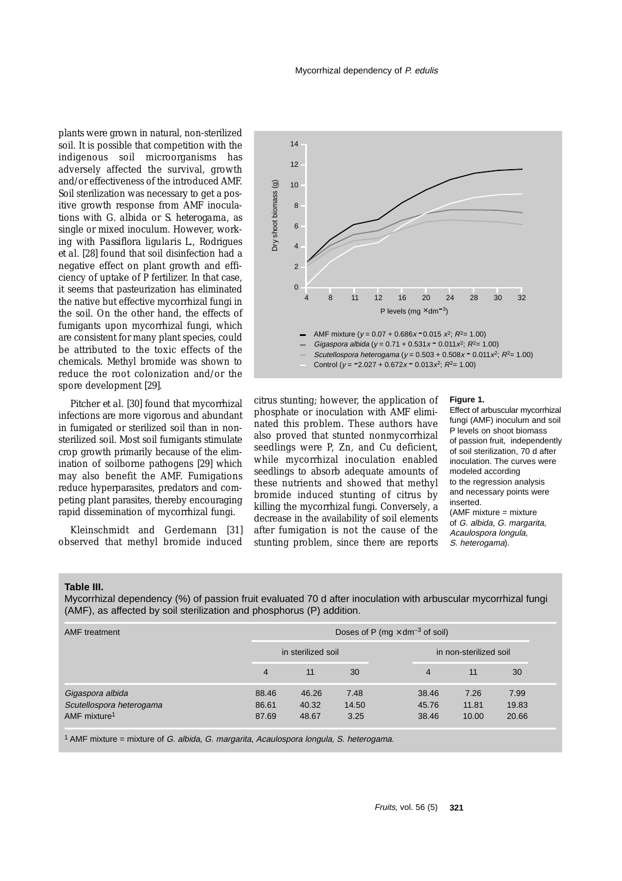plants were grown in natural, non-sterilized soil. It is possible that competition with the indigenous soil microorganisms has adversely affected the survival, growth and/or effectiveness of the introduced AMF. Soil sterilization was necessary to get a positive growth response from AMF inoculations with G. albida or S. heterogama, as single or mixed inoculum. However, working with Passiflora ligularis L., Rodrigues et al. [28] found that soil disinfection had a negative effect on plant growth and efficiency of uptake of P fertilizer. In that case, it seems that pasteurization has eliminated the native but effective mycorrhizal fungi in the soil. On the other hand, the effects of fumigants upon mycorrhizal fungi, which are consistent for many plant species, could be attributed to the toxic effects of the chemicals. Methyl bromide was shown to reduce the root colonization and/or the spore development [29].

Pitcher et al. [30] found that mycorrhizal infections are more vigorous and abundant in fumigated or sterilized soil than in non-sterilized soil. Most soil fumigants stimulate crop growth primarily because of the elimination of soilborne pathogens [29] which may also benefit the AMF. Fumigations reduce hyperparasites, predators and competing plant parasites, thereby encouraging rapid dissemination of mycorrhizal fungi.

Kleinschmidt and Gerdemann [31] observed that methyl bromide induced citrus stunting; however, the application of phosphate or inoculation with AMF eliminated this problem. These authors have also proved that stunted nonmycorrhizal seedlings were P, Zn, and Cu deficient, while mycorrhizal inoculation enabled seedlings to absorb adequate amounts of these nutrients and showed that methyl bromide induced stunting of citrus by killing the mycorrhizal fungi. Conversely, a decrease in the availability of soil elements after fumigation is not the cause of the stunting problem, since there are reports

AMF mixture ($y = 0.07 + 0.686x - 0.015x^2$; $R^2 = 1.00$)
*Gigaspora albida* ($y = 0.71 + 0.531x - 0.011x^2$; $R^2 = 1.00$)
*Scutellospora heterogama* ($y = 0.503 + 0.508x - 0.011x^2$; $R^2 = 1.00$)
Control ($y = -2.027 + 0.672x - 0.013x^2$; $R^2 = 1.00$)

**Figure 1.**
Effect of arbuscular mycorrhizal fungi (AMF) inoculum and soil P levels on shoot biomass of passion fruit, independently of soil sterilization, 70 d after inoculation. The curves were modeled according to the regression analysis and necessary points were inserted.
(AMF mixture = mixture of *G. albida*, *G. margarita*, *Acaulospora longula*, *S. heterogama*).

**Table III.**
Mycorrhizal dependency (%) of passion fruit evaluated 70 d after inoculation with arbuscular mycorrhizal fungi (AMF), as affected by soil sterilization and phosphorus (P) addition.

| AMF treatment | Doses of P (mg × $dm^{-3}$ of soil) | | | | | |
|---|---|---|---|---|---|---|
| | in sterilized soil | | | in non-sterilized soil | | |
| | 4 | 11 | 30 | 4 | 11 | 30 |
| *Gigaspora albida* | 88.46 | 46.26 | 7.48 | 38.46 | 7.26 | 7.99 |
| *Scutellospora heterogama* | 86.61 | 40.32 | 14.50 | 45.76 | 11.81 | 19.83 |
| AMF mixture[1] | 87.69 | 48.67 | 3.25 | 38.46 | 10.00 | 20.66 |

[1] AMF mixture = mixture of *G. albida*, *G. margarita*, *Acaulospora longula*, *S. heterogama*.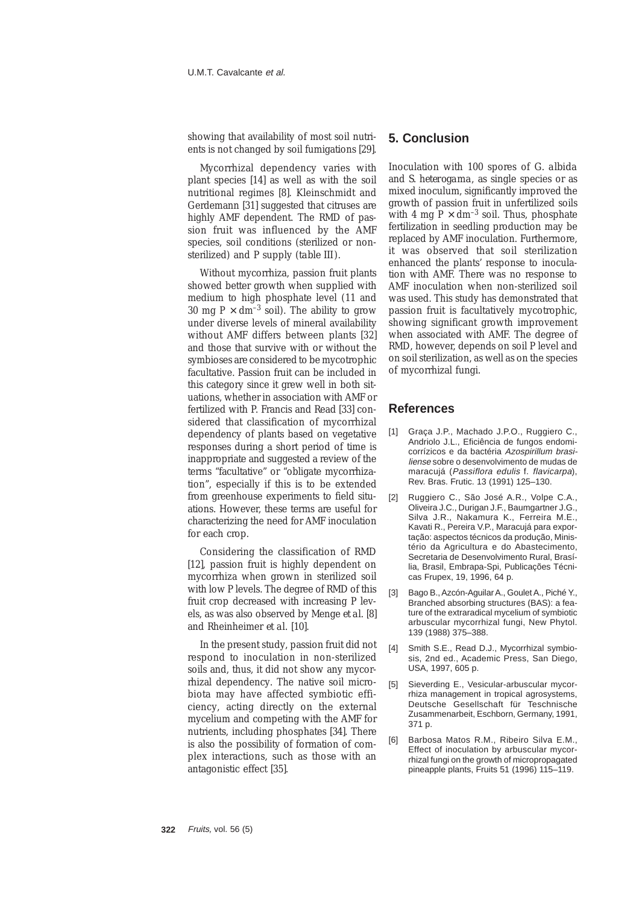showing that availability of most soil nutrients is not changed by soil fumigations [29].

Mycorrhizal dependency varies with plant species [14] as well as with the soil nutritional regimes [8]. Kleinschmidt and Gerdemann [31] suggested that citruses are highly AMF dependent. The RMD of passion fruit was influenced by the AMF species, soil conditions (sterilized or non-sterilized) and P supply (table III).

Without mycorrhiza, passion fruit plants showed better growth when supplied with medium to high phosphate level (11 and 30 mg P $\times$ dm$^{-3}$ soil). The ability to grow under diverse levels of mineral availability without AMF differs between plants [32] and those that survive with or without the symbioses are considered to be mycotrophic facultative. Passion fruit can be included in this category since it grew well in both situations, whether in association with AMF or fertilized with P. Francis and Read [33] considered that classification of mycorrhizal dependency of plants based on vegetative responses during a short period of time is inappropriate and suggested a review of the terms "facultative" or "obligate mycorrhization", especially if this is to be extended from greenhouse experiments to field situations. However, these terms are useful for characterizing the need for AMF inoculation for each crop.

Considering the classification of RMD [12], passion fruit is highly dependent on mycorrhiza when grown in sterilized soil with low P levels. The degree of RMD of this fruit crop decreased with increasing P levels, as was also observed by Menge et al. [8] and Rheinheimer et al. [10].

In the present study, passion fruit did not respond to inoculation in non-sterilized soils and, thus, it did not show any mycorrhizal dependency. The native soil microbiota may have affected symbiotic efficiency, acting directly on the external mycelium and competing with the AMF for nutrients, including phosphates [34]. There is also the possibility of formation of complex interactions, such as those with an antagonistic effect [35].

## 5. Conclusion

Inoculation with 100 spores of *G. albida* and *S. heterogama*, as single species or as mixed inoculum, significantly improved the growth of passion fruit in unfertilized soils with 4 mg P $\times$ dm$^{-3}$ soil. Thus, phosphate fertilization in seedling production may be replaced by AMF inoculation. Furthermore, it was observed that soil sterilization enhanced the plants' response to inoculation with AMF. There was no response to AMF inoculation when non-sterilized soil was used. This study has demonstrated that passion fruit is facultatively mycotrophic, showing significant growth improvement when associated with AMF. The degree of RMD, however, depends on soil P level and on soil sterilization, as well as on the species of mycorrhizal fungi.

## References

[1] Graça J.P., Machado J.P.O., Ruggiero C., Andriolo J.L., Eficiência de fungos endomicorrízicos e da bactéria *Azospirillum brasiliense* sobre o desenvolvimento de mudas de maracujá (*Passiflora edulis* f. *flavicarpa*), Rev. Bras. Frutic. 13 (1991) 125–130.

[2] Ruggiero C., São José A.R., Volpe C.A., Oliveira J.C., Durigan J.F., Baumgartner J.G., Silva J.R., Nakamura K., Ferreira M.E., Kavati R., Pereira V.P., Maracujá para exportação: aspectos técnicos da produção, Ministério da Agricultura e do Abastecimento, Secretaria de Desenvolvimento Rural, Brasília, Brasil, Embrapa-Spi, Publicações Técnicas Frupex, 19, 1996, 64 p.

[3] Bago B., Azcón-Aguilar A., Goulet A., Piché Y., Branched absorbing structures (BAS): a feature of the extraradical mycelium of symbiotic arbuscular mycorrhizal fungi, New Phytol. 139 (1988) 375–388.

[4] Smith S.E., Read D.J., Mycorrhizal symbiosis, 2nd ed., Academic Press, San Diego, USA, 1997, 605 p.

[5] Sieverding E., Vesicular-arbuscular mycorrhiza management in tropical agrosystems, Deutsche Gesellschaft für Teschnische Zusammenarbeit, Eschborn, Germany, 1991, 371 p.

[6] Barbosa Matos R.M., Ribeiro Silva E.M., Effect of inoculation by arbuscular mycorrhizal fungi on the growth of micropropagated pineapple plants, Fruits 51 (1996) 115–119.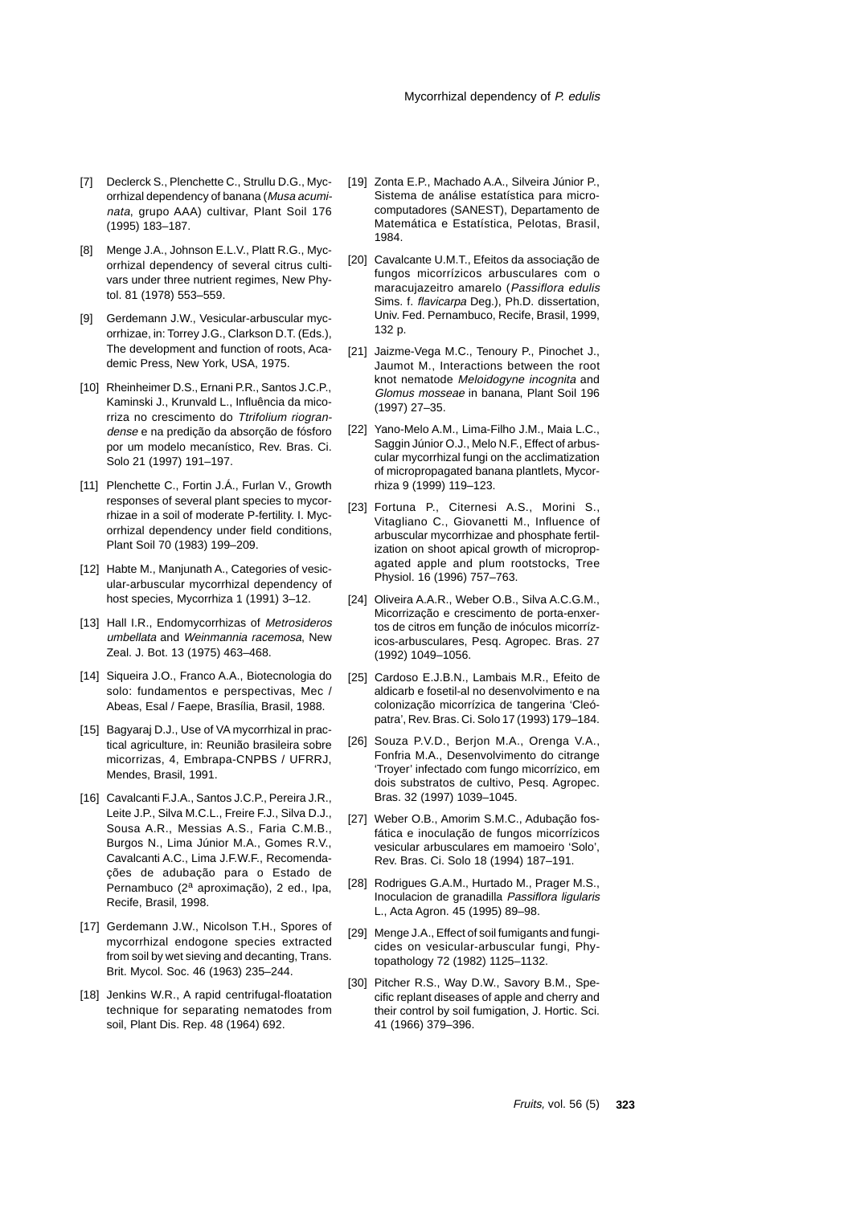[7] Declerck S., Plenchette C., Strullu D.G., Mycorrhizal dependency of banana (*Musa acuminata,* grupo AAA) cultivar, Plant Soil 176 (1995) 183–187.

[8] Menge J.A., Johnson E.L.V., Platt R.G., Mycorrhizal dependency of several citrus cultivars under three nutrient regimes, New Phytol. 81 (1978) 553–559.

[9] Gerdemann J.W., Vesicular-arbuscular mycorrhizae, in: Torrey J.G., Clarkson D.T. (Eds.), The development and function of roots, Academic Press, New York, USA, 1975.

[10] Rheinheimer D.S., Ernani P.R., Santos J.C.P., Kaminski J., Krunvald L., Influência da micorriza no crescimento do *Ttrifolium riograndense* e na predição da absorção de fósforo por um modelo mecanístico, Rev. Bras. Ci. Solo 21 (1997) 191–197.

[11] Plenchette C., Fortin J.Á., Furlan V., Growth responses of several plant species to mycorrhizae in a soil of moderate P-fertility. I. Mycorrhizal dependency under field conditions, Plant Soil 70 (1983) 199–209.

[12] Habte M., Manjunath A., Categories of vesicular-arbuscular mycorrhizal dependency of host species, Mycorrhiza 1 (1991) 3–12.

[13] Hall I.R., Endomycorrhizas of *Metrosideros umbellata* and *Weinmannia racemosa*, New Zeal. J. Bot. 13 (1975) 463–468.

[14] Siqueira J.O., Franco A.A., Biotecnologia do solo: fundamentos e perspectivas, Mec / Abeas, Esal / Faepe, Brasília, Brasil, 1988.

[15] Bagyaraj D.J., Use of VA mycorrhizal in practical agriculture, in: Reunião brasileira sobre micorrizas, 4, Embrapa-CNPBS / UFRRJ, Mendes, Brasil, 1991.

[16] Cavalcanti F.J.A., Santos J.C.P., Pereira J.R., Leite J.P., Silva M.C.L., Freire F.J., Silva D.J., Sousa A.R., Messias A.S., Faria C.M.B., Burgos N., Lima Júnior M.A., Gomes R.V., Cavalcanti A.C., Lima J.F.W.F., Recomendações de adubação para o Estado de Pernambuco (2ª aproximação), 2 ed., Ipa, Recife, Brasil, 1998.

[17] Gerdemann J.W., Nicolson T.H., Spores of mycorrhizal endogone species extracted from soil by wet sieving and decanting, Trans. Brit. Mycol. Soc. 46 (1963) 235–244.

[18] Jenkins W.R., A rapid centrifugal-floatation technique for separating nematodes from soil, Plant Dis. Rep. 48 (1964) 692.

[19] Zonta E.P., Machado A.A., Silveira Júnior P., Sistema de análise estatística para microcomputadores (SANEST), Departamento de Matemática e Estatística, Pelotas, Brasil, 1984.

[20] Cavalcante U.M.T., Efeitos da associação de fungos micorrízicos arbusculares com o maracujazeitro amarelo (*Passiflora edulis* Sims. f. *flavicarpa* Deg.), Ph.D. dissertation, Univ. Fed. Pernambuco, Recife, Brasil, 1999, 132 p.

[21] Jaizme-Vega M.C., Tenoury P., Pinochet J., Jaumot M., Interactions between the root knot nematode *Meloidogyne incognita* and *Glomus mosseae* in banana, Plant Soil 196 (1997) 27–35.

[22] Yano-Melo A.M., Lima-Filho J.M., Maia L.C., Saggin Júnior O.J., Melo N.F., Effect of arbuscular mycorrhizal fungi on the acclimatization of micropropagated banana plantlets, Mycorrhiza 9 (1999) 119–123.

[23] Fortuna P., Citernesi A.S., Morini S., Vitagliano C., Giovanetti M., Influence of arbuscular mycorrhizae and phosphate fertilization on shoot apical growth of micropropagated apple and plum rootstocks, Tree Physiol. 16 (1996) 757–763.

[24] Oliveira A.A.R., Weber O.B., Silva A.C.G.M., Micorrização e crescimento de porta-enxertos de citros em função de inóculos micorrízicos-arbusculares, Pesq. Agropec. Bras. 27 (1992) 1049–1056.

[25] Cardoso E.J.B.N., Lambais M.R., Efeito de aldicarb e fosetil-al no desenvolvimento e na colonização micorrízica de tangerina 'Cleópatra', Rev. Bras. Ci. Solo 17 (1993) 179–184.

[26] Souza P.V.D., Berjon M.A., Orenga V.A., Fonfria M.A., Desenvolvimento do citrange 'Troyer' infectado com fungo micorrízico, em dois substratos de cultivo, Pesq. Agropec. Bras. 32 (1997) 1039–1045.

[27] Weber O.B., Amorim S.M.C., Adubação fosfática e inoculação de fungos micorrízicos vesicular arbusculares em mamoeiro 'Solo', Rev. Bras. Ci. Solo 18 (1994) 187–191.

[28] Rodrigues G.A.M., Hurtado M., Prager M.S., Inoculacion de granadilla *Passiflora ligularis* L., Acta Agron. 45 (1995) 89–98.

[29] Menge J.A., Effect of soil fumigants and fungicides on vesicular-arbuscular fungi, Phytopathology 72 (1982) 1125–1132.

[30] Pitcher R.S., Way D.W., Savory B.M., Specific replant diseases of apple and cherry and their control by soil fumigation, J. Hortic. Sci. 41 (1966) 379–396.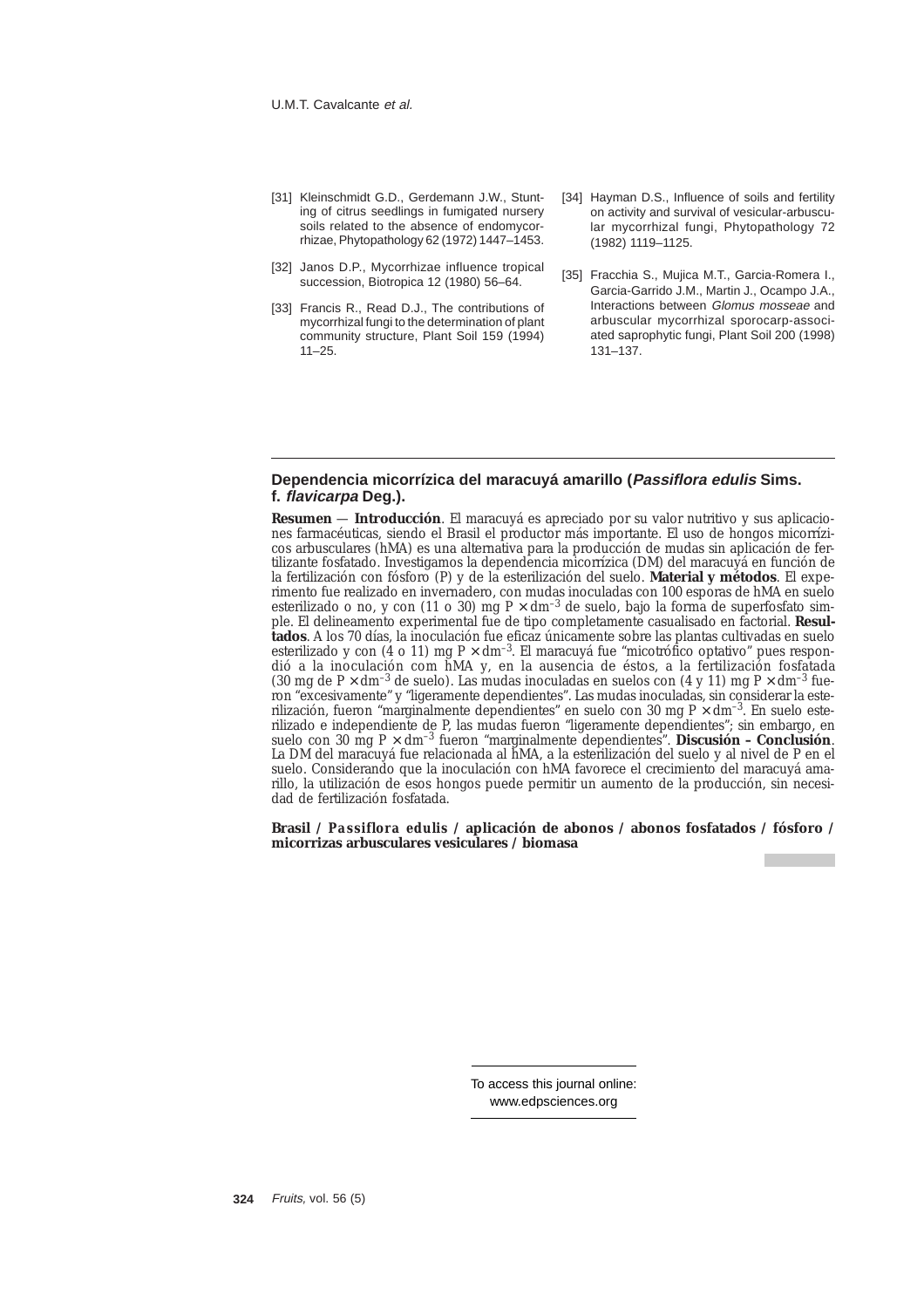[31] Kleinschmidt G.D., Gerdemann J.W., Stunting of citrus seedlings in fumigated nursery soils related to the absence of endomycorrhizae, Phytopathology 62 (1972) 1447–1453.

[32] Janos D.P., Mycorrhizae influence tropical succession, Biotropica 12 (1980) 56–64.

[33] Francis R., Read D.J., The contributions of mycorrhizal fungi to the determination of plant community structure, Plant Soil 159 (1994) 11–25.

[34] Hayman D.S., Influence of soils and fertility on activity and survival of vesicular-arbuscular mycorrhizal fungi, Phytopathology 72 (1982) 1119–1125.

[35] Fracchia S., Mujica M.T., Garcia-Romera I., Garcia-Garrido J.M., Martin J., Ocampo J.A., Interactions between *Glomus mosseae* and arbuscular mycorrhizal sporocarp-associated saprophytic fungi, Plant Soil 200 (1998) 131–137.

## Dependencia micorrízica del maracuyá amarillo (*Passiflora edulis* Sims. f. *flavicarpa* Deg.).

**Resumen** — **Introducción**. El maracuyá es apreciado por su valor nutritivo y sus aplicaciones farmacéuticas, siendo el Brasil el productor más importante. El uso de hongos micorrízicos arbusculares (hMA) es una alternativa para la producción de mudas sin aplicación de fertilizante fosfatado. Investigamos la dependencia micorrízica (DM) del maracuyá en función de la fertilización con fósforo (P) y de la esterilización del suelo. **Material y métodos**. El experimento fue realizado en invernadero, con mudas inoculadas con 100 esporas de hMA en suelo esterilizado o no, y con (11 o 30) mg P $\times$ dm$^{-3}$ de suelo, bajo la forma de superfosfato simple. El delineamento experimental fue de tipo completamente casualisado en factorial. **Resultados**. A los 70 días, la inoculación fue eficaz únicamente sobre las plantas cultivadas en suelo esterilizado y con (4 o 11) mg P $\times$ dm$^{-3}$. El maracuyá fué "micotrófico optativo" pues respondió a la inoculación com hMA y, en la ausencia de éstos, a la fertilización fosfatada (30 mg de P $\times$ dm$^{-3}$ de suelo). Las mudas inoculadas en suelos con (4 y 11) mg P $\times$ dm$^{-3}$ fueron "excesivamente" y "ligeramente dependientes". Las mudas inoculadas, sin considerar la esterilización, fueron "marginalmente dependientes" en suelo con 30 mg P $\times$ dm$^{-3}$. En suelo esterilizado e independiente de P, las mudas fueron "ligeramente dependientes"; sin embargo, en suelo con 30 mg P $\times$ dm$^{-3}$ fueron "marginalmente dependientes". **Discusión – Conclusión**. La DM del maracuyá fue relacionada al hMA, a la esterilización del suelo y al nivel de P en el suelo. Considerando que la inoculación con hMA favorece el crecimiento del maracuyá amarillo, la utilización de esos hongos puede permitir un aumento de la producción, sin necesidad de fertilización fosfatada.

**Brasil / *Passiflora edulis* / aplicación de abonos / abonos fosfatados / fósforo / micorrizas arbusculares vesiculares / biomasa**

To access this journal online:
www.edpsciences.org